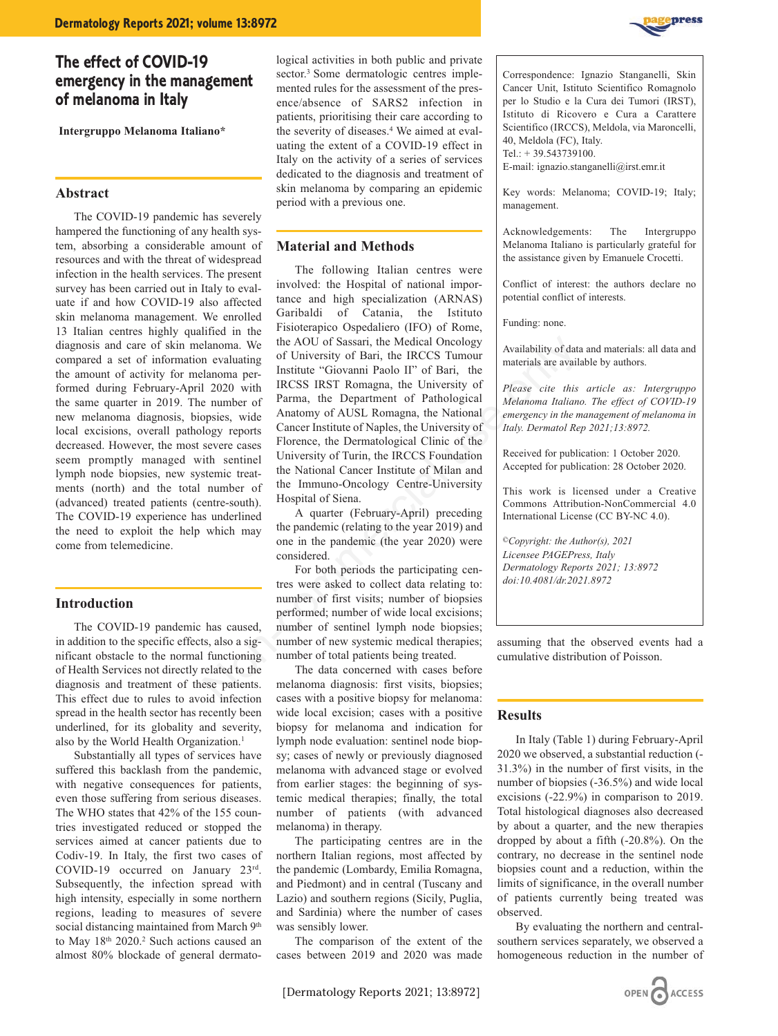# The effect of COVID-19 emergency in the management of melanoma in Italy

**Intergruppo Melanoma Italiano***

## Abstract

The COVID-19 pandemic has severely hampered the functioning of any health system, absorbing a considerable amount of resources and with the threat of widespread infection in the health services. The present survey has been carried out in Italy to evaluate if and how COVID-19 also affected skin melanoma management. We enrolled 13 Italian centres highly qualified in the diagnosis and care of skin melanoma. We compared a set of information evaluating the amount of activity for melanoma performed during February-April 2020 with the same quarter in 2019. The number of new melanoma diagnosis, biopsies, wide local excisions, overall pathology reports decreased. However, the most severe cases seem promptly managed with sentinel lymph node biopsies, new systemic treatments (north) and the total number of (advanced) treated patients (centre-south). The COVID-19 experience has underlined the need to exploit the help which may come from telemedicine.

## Introduction

The COVID-19 pandemic has caused, in addition to the specific effects, also a significant obstacle to the normal functioning of Health Services not directly related to the diagnosis and treatment of these patients. This effect due to rules to avoid infection spread in the health sector has recently been underlined, for its globality and severity, also by the World Health Organization.[1]

Substantially all types of services have suffered this backlash from the pandemic, with negative consequences for patients, even those suffering from serious diseases. The WHO states that 42% of the 155 countries investigated reduced or stopped the services aimed at cancer patients due to Codiv-19. In Italy, the first two cases of COVID-19 occurred on January 23[rd]. Subsequently, the infection spread with high intensity, especially in some northern regions, leading to measures of severe social distancing maintained from March 9[th] to May 18[th] 2020.[2] Such actions caused an almost 80% blockade of general dermatological activities in both public and private sector.[3] Some dermatologic centres implemented rules for the assessment of the presence/absence of SARS2 infection in patients, prioritising their care according to the severity of diseases.[4] We aimed at evaluating the extent of a COVID-19 effect in Italy on the activity of a series of services dedicated to the diagnosis and treatment of skin melanoma by comparing an epidemic period with a previous one.

## Material and Methods

The following Italian centres were involved: the Hospital of national importance and high specialization (ARNAS) Garibaldi of Catania, the Istituto Fisioterapico Ospedaliero (IFO) of Rome, the AOU of Sassari, the Medical Oncology of University of Bari, the IRCCS Tumour Institute "Giovanni Paolo II" of Bari, the IRCSS IRST Romagna, the University of Parma, the Department of Pathological Anatomy of AUSL Romagna, the National Cancer Institute of Naples, the University of Florence, the Dermatological Clinic of the University of Turin, the IRCCS Foundation the National Cancer Institute of Milan and the Immuno-Oncology Centre-University Hospital of Siena.

A quarter (February-April) preceding the pandemic (relating to the year 2019) and one in the pandemic (the year 2020) were considered.

For both periods the participating centres were asked to collect data relating to: number of first visits; number of biopsies performed; number of wide local excisions; number of sentinel lymph node biopsies; number of new systemic medical therapies; number of total patients being treated.

The data concerned with cases before melanoma diagnosis: first visits, biopsies; cases with a positive biopsy for melanoma: wide local excision; cases with a positive biopsy for melanoma and indication for lymph node evaluation: sentinel node biopsy; cases of newly or previously diagnosed melanoma with advanced stage or evolved from earlier stages: the beginning of systemic medical therapies; finally, the total number of patients (with advanced melanoma) in therapy.

The participating centres are in the northern Italian regions, most affected by the pandemic (Lombardy, Emilia Romagna, and Piedmont) and in central (Tuscany and Lazio) and southern regions (Sicily, Puglia, and Sardinia) where the number of cases was sensibly lower.

The comparison of the extent of the cases between 2019 and 2020 was made assuming that the observed events had a cumulative distribution of Poisson.

## Results

In Italy (Table 1) during February-April 2020 we observed, a substantial reduction (-31.3%) in the number of first visits, in the number of biopsies (-36.5%) and wide local excisions (-22.9%) in comparison to 2019. Total histological diagnoses also decreased by about a quarter, and the new therapies dropped by about a fifth (-20.8%). On the contrary, no decrease in the sentinel node biopsies count and a reduction, within the limits of significance, in the overall number of patients currently being treated was observed.

By evaluating the northern and central-southern services separately, we observed a homogeneous reduction in the number of

---

Correspondence: Ignazio Stanganelli, Skin Cancer Unit, Istituto Scientifico Romagnolo per lo Studio e la Cura dei Tumori (IRST), Istituto di Ricovero e Cura a Carattere Scientifico (IRCCS), Meldola, via Maroncelli, 40, Meldola (FC), Italy.
Tel.: + 39.543739100.
E-mail: ignazio.stanganelli@irst.emr.it

Key words: Melanoma; COVID-19; Italy; management.

Acknowledgements: The Intergruppo Melanoma Italiano is particularly grateful for the assistance given by Emanuele Crocetti.

Conflict of interest: the authors declare no potential conflict of interests.

Funding: none.

Availability of data and materials: all data and materials are available by authors.

*Please cite this article as: Intergruppo Melanoma Italiano. The effect of COVID-19 emergency in the management of melanoma in Italy. Dermatol Rep 2021;13:8972.*

Received for publication: 1 October 2020.
Accepted for publication: 28 October 2020.

This work is licensed under a Creative Commons Attribution-NonCommercial 4.0 International License (CC BY-NC 4.0).

*©Copyright: the Author(s), 2021*
*Licensee PAGEPress, Italy*
*Dermatology Reports 2021; 13:8972*
*doi:10.4081/dr.2021.8972*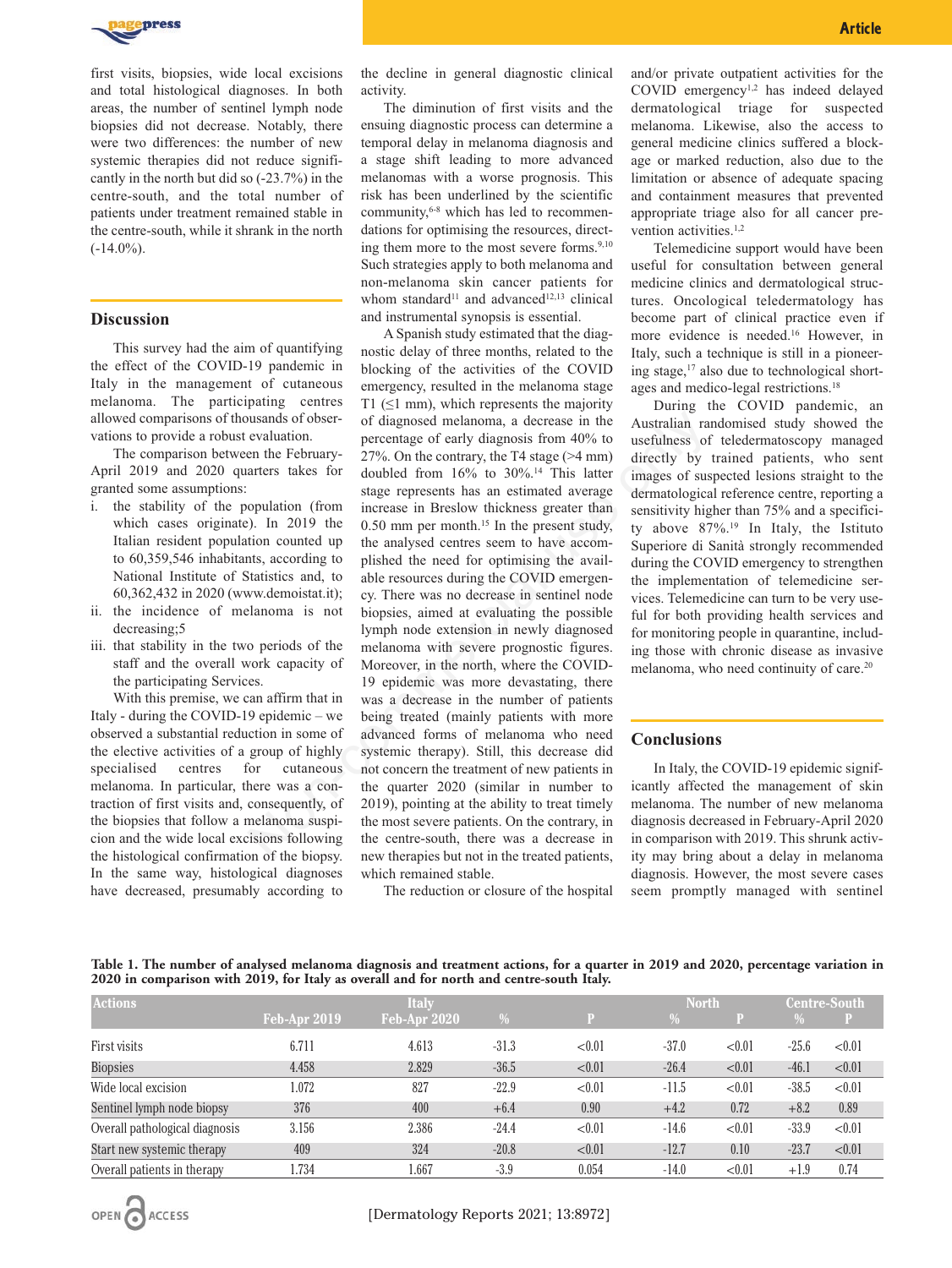first visits, biopsies, wide local excisions and total histological diagnoses. In both areas, the number of sentinel lymph node biopsies did not decrease. Notably, there were two differences: the number of new systemic therapies did not reduce significantly in the north but did so (-23.7%) in the centre-south, and the total number of patients under treatment remained stable in the centre-south, while it shrank in the north (-14.0%).

## Discussion

This survey had the aim of quantifying the effect of the COVID-19 pandemic in Italy in the management of cutaneous melanoma. The participating centres allowed comparisons of thousands of observations to provide a robust evaluation.

The comparison between the February-April 2019 and 2020 quarters takes for granted some assumptions:

i. the stability of the population (from which cases originate). In 2019 the Italian resident population counted up to 60,359,546 inhabitants, according to National Institute of Statistics and, to 60,362,432 in 2020 (www.demoistat.it);
ii. the incidence of melanoma is not decreasing;5
iii. that stability in the two periods of the staff and the overall work capacity of the participating Services.

With this premise, we can affirm that in Italy - during the COVID-19 epidemic – we observed a substantial reduction in some of the elective activities of a group of highly specialised centres for cutaneous melanoma. In particular, there was a contraction of first visits and, consequently, of the biopsies that follow a melanoma suspicion and the wide local excisions following the histological confirmation of the biopsy. In the same way, histological diagnoses have decreased, presumably according to the decline in general diagnostic clinical activity.

The diminution of first visits and the ensuing diagnostic process can determine a temporal delay in melanoma diagnosis and a stage shift leading to more advanced melanomas with a worse prognosis. This risk has been underlined by the scientific community,[6-8] which has led to recommendations for optimising the resources, directing them more to the most severe forms.[9,10] Such strategies apply to both melanoma and non-melanoma skin cancer patients for whom standard[11] and advanced[12,13] clinical and instrumental synopsis is essential.

A Spanish study estimated that the diagnostic delay of three months, related to the blocking of the activities of the COVID emergency, resulted in the melanoma stage T1 (≤1 mm), which represents the majority of diagnosed melanoma, a decrease in the percentage of early diagnosis from 40% to 27%. On the contrary, the T4 stage (>4 mm) doubled from 16% to 30%.[14] This latter stage represents has an estimated average increase in Breslow thickness greater than 0.50 mm per month.[15] In the present study, the analysed centres seem to have accomplished the need for optimising the available resources during the COVID emergency. There was no decrease in sentinel node biopsies, aimed at evaluating the possible lymph node extension in newly diagnosed melanoma with severe prognostic figures. Moreover, in the north, where the COVID-19 epidemic was more devastating, there was a decrease in the number of patients being treated (mainly patients with more advanced forms of melanoma who need systemic therapy). Still, this decrease did not concern the treatment of new patients in the quarter 2020 (similar in number to 2019), pointing at the ability to treat timely the most severe patients. On the contrary, in the centre-south, there was a decrease in new therapies but not in the treated patients, which remained stable.

The reduction or closure of the hospital and/or private outpatient activities for the COVID emergency[1,2] has indeed delayed dermatological triage for suspected melanoma. Likewise, also the access to general medicine clinics suffered a blockage or marked reduction, also due to the limitation or absence of adequate spacing and containment measures that prevented appropriate triage also for all cancer prevention activities.[1,2]

Telemedicine support would have been useful for consultation between general medicine clinics and dermatological structures. Oncological teledermatology has become part of clinical practice even if more evidence is needed.[16] However, in Italy, such a technique is still in a pioneering stage,[17] also due to technological shortages and medico-legal restrictions.[18]

During the COVID pandemic, an Australian randomised study showed the usefulness of teledermatoscopy managed directly by trained patients, who sent images of suspected lesions straight to the dermatological reference centre, reporting a sensitivity higher than 75% and a specificity above 87%.[19] In Italy, the Istituto Superiore di Sanità strongly recommended during the COVID emergency to strengthen the implementation of telemedicine services. Telemedicine can turn to be very useful for both providing health services and for monitoring people in quarantine, including those with chronic disease as invasive melanoma, who need continuity of care.[20]

## Conclusions

In Italy, the COVID-19 epidemic significantly affected the management of skin melanoma. The number of new melanoma diagnosis decreased in February-April 2020 in comparison with 2019. This shrunk activity may bring about a delay in melanoma diagnosis. However, the most severe cases seem promptly managed with sentinel

**Table 1. The number of analysed melanoma diagnosis and treatment actions, for a quarter in 2019 and 2020, percentage variation in 2020 in comparison with 2019, for Italy as overall and for north and centre-south Italy.**

| Actions | Italy | | | | North | | Centre-South | |
|---|---|---|---|---|---|---|---|---|
| | Feb-Apr 2019 | Feb-Apr 2020 | % | P | % | P | % | P |
| First visits | 6.711 | 4.613 | -31.3 | <0.01 | -37.0 | <0.01 | -25.6 | <0.01 |
| Biopsies | 4.458 | 2.829 | -36.5 | <0.01 | -26.4 | <0.01 | -46.1 | <0.01 |
| Wide local excision | 1.072 | 827 | -22.9 | <0.01 | -11.5 | <0.01 | -38.5 | <0.01 |
| Sentinel lymph node biopsy | 376 | 400 | +6.4 | 0.90 | +4.2 | 0.72 | +8.2 | 0.89 |
| Overall pathological diagnosis | 3.156 | 2.386 | -24.4 | <0.01 | -14.6 | <0.01 | -33.9 | <0.01 |
| Start new systemic therapy | 409 | 324 | -20.8 | <0.01 | -12.7 | 0.10 | -23.7 | <0.01 |
| Overall patients in therapy | 1.734 | 1.667 | -3.9 | 0.054 | -14.0 | <0.01 | +1.9 | 0.74 |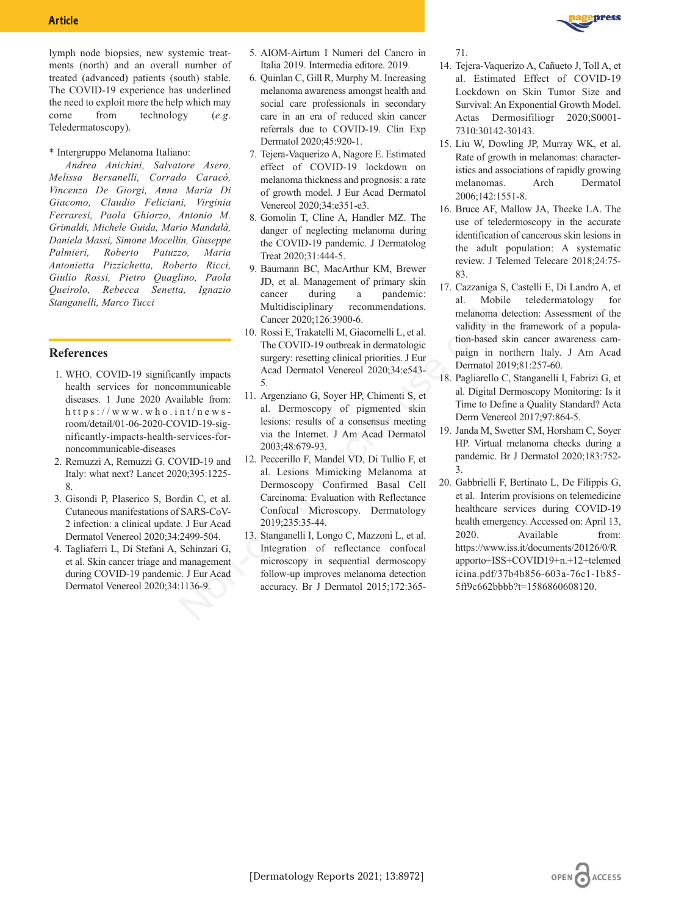lymph node biopsies, new systemic treatments (north) and an overall number of treated (advanced) patients (south) stable. The COVID-19 experience has underlined the need to exploit more the help which may come from technology (*e.g.* Teledermatoscopy).

\* Intergruppo Melanoma Italiano:

*Andrea Anichini, Salvatore Asero, Melissa Bersanelli, Corrado Caracò, Vincenzo De Giorgi, Anna Maria Di Giacomo, Claudio Feliciani, Virginia Ferraresi, Paola Ghiorzo, Antonio M. Grimaldi, Michele Guida, Mario Mandalà, Daniela Massi, Simone Mocellin, Giuseppe Palmieri, Roberto Patuzzo, Maria Antonietta Pizzichetta, Roberto Ricci, Giulio Rossi, Pietro Quaglino, Paola Queirolo, Rebecca Senetta, Ignazio Stanganelli, Marco Tucci*

## References

1. WHO. COVID-19 significantly impacts health services for noncommunicable diseases. 1 June 2020 Available from: https://www.who.int/news-room/detail/01-06-2020-COVID-19-significantly-impacts-health-services-for-noncommunicable-diseases
2. Remuzzi A, Remuzzi G. COVID-19 and Italy: what next? Lancet 2020;395:1225-8.
3. Gisondi P, PIaserico S, Bordin C, et al. Cutaneous manifestations of SARS-CoV-2 infection: a clinical update. J Eur Acad Dermatol Venereol 2020;34:2499-504.
4. Tagliaferri L, Di Stefani A, Schinzari G, et al. Skin cancer triage and management during COVID-19 pandemic. J Eur Acad Dermatol Venereol 2020;34:1136-9.
5. AIOM-Airtum I Numeri del Cancro in Italia 2019. Intermedia editore. 2019.
6. Quinlan C, Gill R, Murphy M. Increasing melanoma awareness amongst health and social care professionals in secondary care in an era of reduced skin cancer referrals due to COVID-19. Clin Exp Dermatol 2020;45:920-1.
7. Tejera-Vaquerizo A, Nagore E. Estimated effect of COVID-19 lockdown on melanoma thickness and prognosis: a rate of growth model. J Eur Acad Dermatol Venereol 2020;34:e351-e3.
8. Gomolin T, Cline A, Handler MZ. The danger of neglecting melanoma during the COVID-19 pandemic. J Dermatolog Treat 2020;31:444-5.
9. Baumann BC, MacArthur KM, Brewer JD, et al. Management of primary skin cancer during a pandemic: Multidisciplinary recommendations. Cancer 2020;126:3900-6.
10. Rossi E, Trakatelli M, Giacomelli L, et al. The COVID-19 outbreak in dermatologic surgery: resetting clinical priorities. J Eur Acad Dermatol Venereol 2020;34:e543-5.
11. Argenziano G, Soyer HP, Chimenti S, et al. Dermoscopy of pigmented skin lesions: results of a consensus meeting via the Internet. J Am Acad Dermatol 2003;48:679-93.
12. Peccerillo F, Mandel VD, Di Tullio F, et al. Lesions Mimicking Melanoma at Dermoscopy Confirmed Basal Cell Carcinoma: Evaluation with Reflectance Confocal Microscopy. Dermatology 2019;235:35-44.
13. Stanganelli I, Longo C, Mazzoni L, et al. Integration of reflectance confocal microscopy in sequential dermoscopy follow-up improves melanoma detection accuracy. Br J Dermatol 2015;172:365-71.
14. Tejera-Vaquerizo A, Cañueto J, Toll A, et al. Estimated Effect of COVID-19 Lockdown on Skin Tumor Size and Survival: An Exponential Growth Model. Actas Dermosifiliogr 2020;S0001-7310:30142-30143.
15. Liu W, Dowling JP, Murray WK, et al. Rate of growth in melanomas: characteristics and associations of rapidly growing melanomas. Arch Dermatol 2006;142:1551-8.
16. Bruce AF, Mallow JA, Theeke LA. The use of teledermoscopy in the accurate identification of cancerous skin lesions in the adult population: A systematic review. J Telemed Telecare 2018;24:75-83.
17. Cazzaniga S, Castelli E, Di Landro A, et al. Mobile teledermatology for melanoma detection: Assessment of the validity in the framework of a population-based skin cancer awareness campaign in northern Italy. J Am Acad Dermatol 2019;81:257-60.
18. Pagliarello C, Stanganelli I, Fabrizi G, et al. Digital Dermoscopy Monitoring: Is it Time to Define a Quality Standard? Acta Derm Venereol 2017;97:864-5.
19. Janda M, Swetter SM, Horsham C, Soyer HP. Virtual melanoma checks during a pandemic. Br J Dermatol 2020;183:752-3.
20. Gabbrielli F, Bertinato L, De Filippis G, et al. Interim provisions on telemedicine healthcare services during COVID-19 health emergency. Accessed on: April 13, 2020. Available from: https://www.iss.it/documents/20126/0/Rapporto+ISS+COVID19+n.+12+telemedicina.pdf/37b4b856-603a-76c1-1b85-5ff9c662bbbb?t=1586860608120.